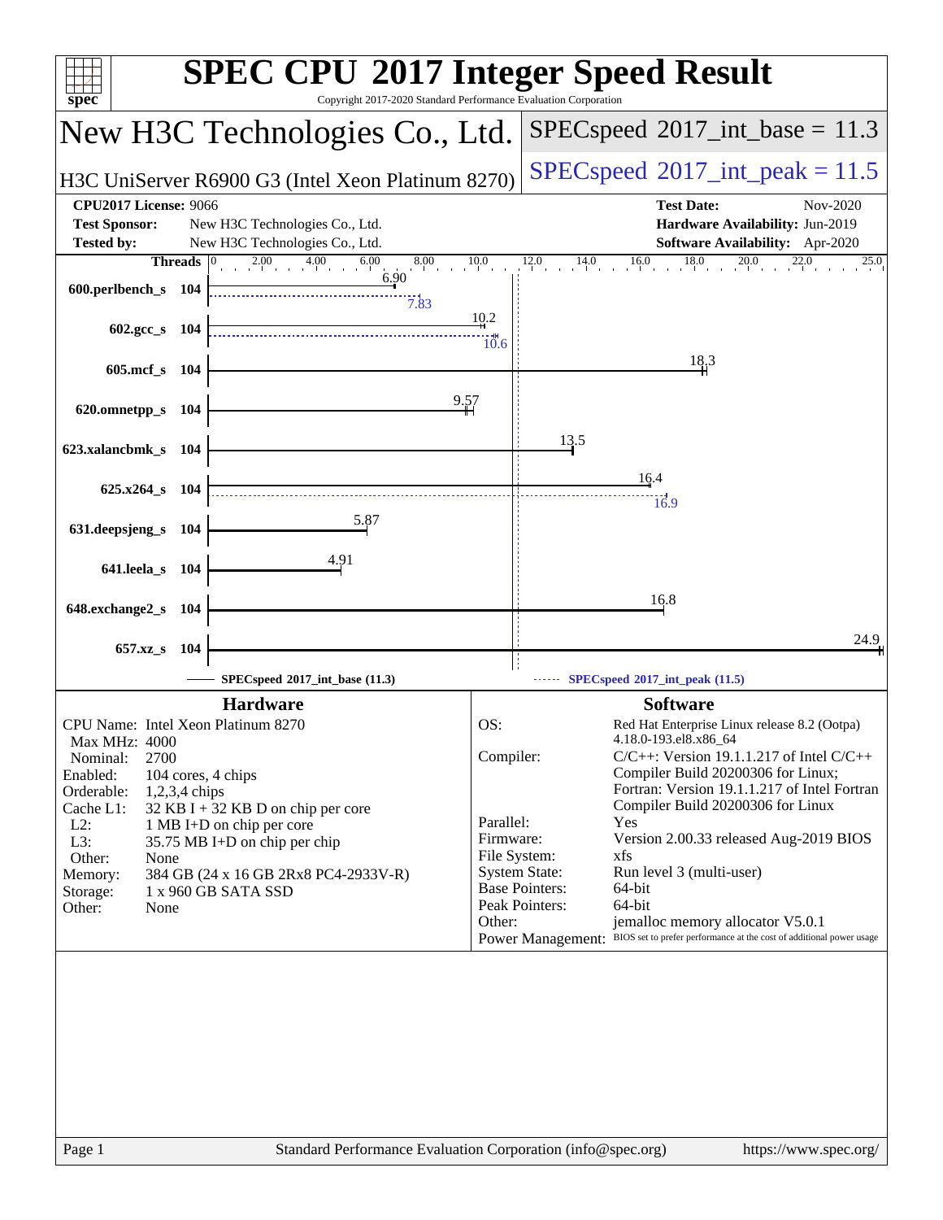# SPEC CPU 2017 Integer Speed Result

Copyright 2017-2020 Standard Performance Evaluation Corporation

## New H3C Technologies Co., Ltd.

H3C UniServer R6900 G3 (Intel Xeon Platinum 8270)

SPECspeed 2017_int_base = 11.3

SPECspeed 2017_int_peak = 11.5

**CPU2017 License:** 9066
**Test Sponsor:** New H3C Technologies Co., Ltd.
**Tested by:** New H3C Technologies Co., Ltd.

**Test Date:** Nov-2020
**Hardware Availability:** Jun-2019
**Software Availability:** Apr-2020

| Benchmark | Threads | Base | Peak |
|---|---|---|---|
| 600.perlbench_s | 104 | 6.90 | 7.83 |
| 602.gcc_s | 104 | 10.2 | 10.6 |
| 605.mcf_s | 104 | 18.3 | |
| 620.omnetpp_s | 104 | 9.57 | |
| 623.xalancbmk_s | 104 | 13.5 | |
| 625.x264_s | 104 | 16.4 | 16.9 |
| 631.deepsjeng_s | 104 | 5.87 | |
| 641.leela_s | 104 | 4.91 | |
| 648.exchange2_s | 104 | 16.8 | |
| 657.xz_s | 104 | 24.9 | |

SPECspeed 2017_int_base (11.3)    SPECspeed 2017_int_peak (11.5)

## Hardware

CPU Name: Intel Xeon Platinum 8270
Max MHz: 4000
Nominal: 2700
Enabled: 104 cores, 4 chips
Orderable: 1,2,3,4 chips
Cache L1: 32 KB I + 32 KB D on chip per core
L2: 1 MB I+D on chip per core
L3: 35.75 MB I+D on chip per chip
Other: None
Memory: 384 GB (24 x 16 GB 2Rx8 PC4-2933V-R)
Storage: 1 x 960 GB SATA SSD
Other: None

## Software

OS: Red Hat Enterprise Linux release 8.2 (Ootpa) 4.18.0-193.el8.x86_64
Compiler: C/C++: Version 19.1.1.217 of Intel C/C++ Compiler Build 20200306 for Linux; Fortran: Version 19.1.1.217 of Intel Fortran Compiler Build 20200306 for Linux
Parallel: Yes
Firmware: Version 2.00.33 released Aug-2019 BIOS
File System: xfs
System State: Run level 3 (multi-user)
Base Pointers: 64-bit
Peak Pointers: 64-bit
Other: jemalloc memory allocator V5.0.1
Power Management: BIOS set to prefer performance at the cost of additional power usage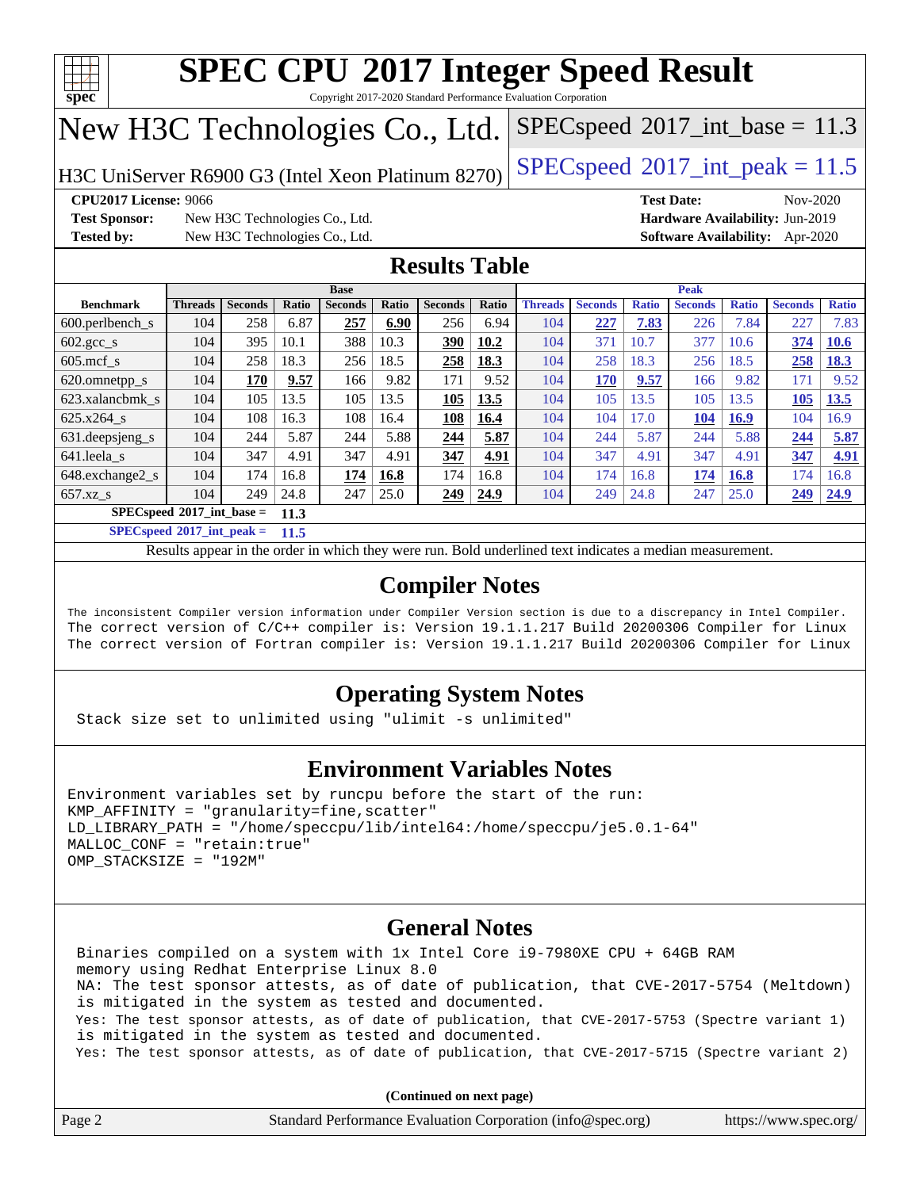# SPEC CPU 2017 Integer Speed Result

Copyright 2017-2020 Standard Performance Evaluation Corporation

## New H3C Technologies Co., Ltd.

H3C UniServer R6900 G3 (Intel Xeon Platinum 8270)

SPECspeed 2017_int_base = 11.3

SPECspeed 2017_int_peak = 11.5

**CPU2017 License:** 9066
**Test Sponsor:** New H3C Technologies Co., Ltd.
**Tested by:** New H3C Technologies Co., Ltd.

**Test Date:** Nov-2020
**Hardware Availability:** Jun-2019
**Software Availability:** Apr-2020

## Results Table

| Benchmark | Base | | | | | | | Peak | | | | | | |
|---|---|---|---|---|---|---|---|---|---|---|---|---|---|---|
| | Threads | Seconds | Ratio | Seconds | Ratio | Seconds | Ratio | Threads | Seconds | Ratio | Seconds | Ratio | Seconds | Ratio |
| 600.perlbench_s | 104 | 258 | 6.87 | **257** | **6.90** | 256 | 6.94 | 104 | **227** | **7.83** | 226 | 7.84 | 227 | 7.83 |
| 602.gcc_s | 104 | 395 | 10.1 | 388 | 10.3 | **390** | **10.2** | 104 | 371 | 10.7 | 377 | 10.6 | **374** | **10.6** |
| 605.mcf_s | 104 | 258 | 18.3 | 256 | 18.5 | **258** | **18.3** | 104 | 258 | 18.3 | 256 | 18.5 | **258** | **18.3** |
| 620.omnetpp_s | 104 | **170** | **9.57** | 166 | 9.82 | 171 | 9.52 | 104 | **170** | **9.57** | 166 | 9.82 | 171 | 9.52 |
| 623.xalancbmk_s | 104 | 105 | 13.5 | 105 | 13.5 | **105** | **13.5** | 104 | 105 | 13.5 | 105 | 13.5 | **105** | **13.5** |
| 625.x264_s | 104 | 108 | 16.3 | 108 | 16.4 | **108** | **16.4** | 104 | 104 | 17.0 | **104** | **16.9** | 104 | 16.9 |
| 631.deepsjeng_s | 104 | 244 | 5.87 | 244 | 5.88 | **244** | **5.87** | 104 | 244 | 5.87 | 244 | 5.88 | **244** | **5.87** |
| 641.leela_s | 104 | 347 | 4.91 | 347 | 4.91 | **347** | **4.91** | 104 | 347 | 4.91 | 347 | 4.91 | **347** | **4.91** |
| 648.exchange2_s | 104 | 174 | 16.8 | **174** | **16.8** | 174 | 16.8 | 104 | 174 | 16.8 | **174** | **16.8** | 174 | 16.8 |
| 657.xz_s | 104 | 249 | 24.8 | 247 | 25.0 | **249** | **24.9** | 104 | 249 | 24.8 | 247 | 25.0 | **249** | **24.9** |

**SPECspeed 2017_int_base = 11.3**

**SPECspeed 2017_int_peak = 11.5**

Results appear in the order in which they were run. Bold underlined text indicates a median measurement.

## Compiler Notes

```
The inconsistent Compiler version information under Compiler Version section is due to a discrepancy in Intel Compiler.
The correct version of C/C++ compiler is: Version 19.1.1.217 Build 20200306 Compiler for Linux
The correct version of Fortran compiler is: Version 19.1.1.217 Build 20200306 Compiler for Linux
```

## Operating System Notes

```
Stack size set to unlimited using "ulimit -s unlimited"
```

## Environment Variables Notes

```
Environment variables set by runcpu before the start of the run:
KMP_AFFINITY = "granularity=fine,scatter"
LD_LIBRARY_PATH = "/home/speccpu/lib/intel64:/home/speccpu/je5.0.1-64"
MALLOC_CONF = "retain:true"
OMP_STACKSIZE = "192M"
```

## General Notes

```
Binaries compiled on a system with 1x Intel Core i9-7980XE CPU + 64GB RAM
memory using Redhat Enterprise Linux 8.0
NA: The test sponsor attests, as of date of publication, that CVE-2017-5754 (Meltdown)
is mitigated in the system as tested and documented.
Yes: The test sponsor attests, as of date of publication, that CVE-2017-5753 (Spectre variant 1)
is mitigated in the system as tested and documented.
Yes: The test sponsor attests, as of date of publication, that CVE-2017-5715 (Spectre variant 2)
```

**(Continued on next page)**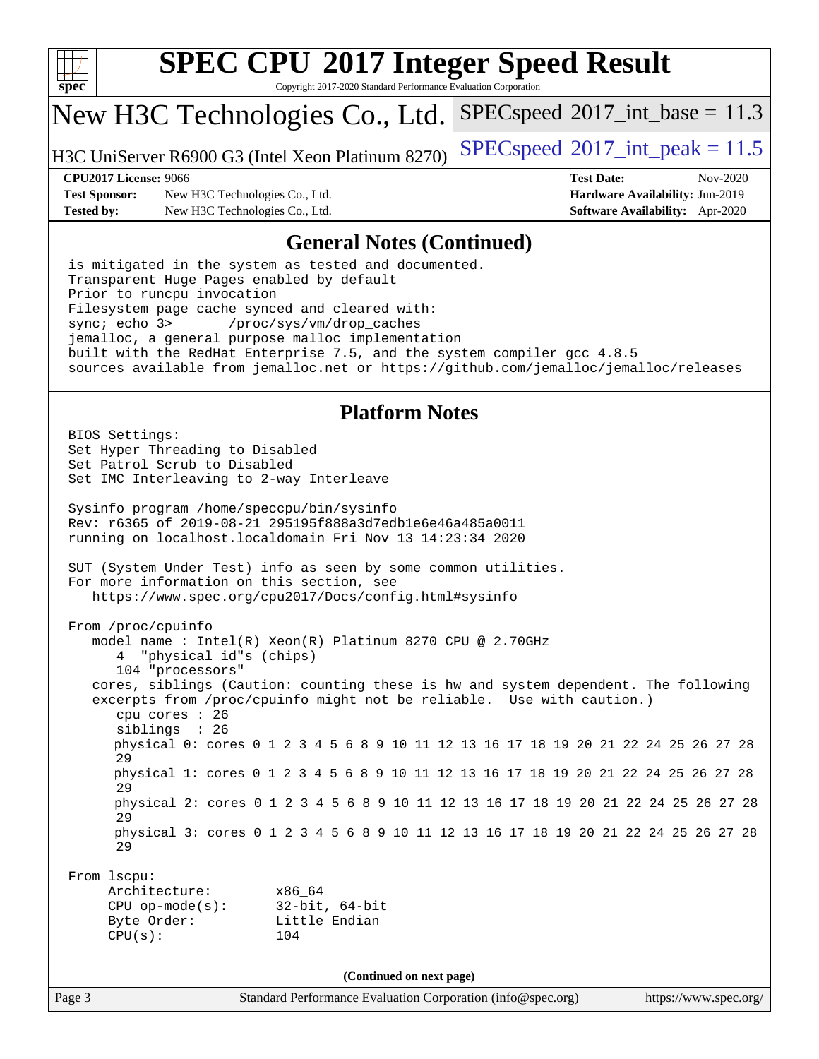## General Notes (Continued)

```
is mitigated in the system as tested and documented.
Transparent Huge Pages enabled by default
Prior to runcpu invocation
Filesystem page cache synced and cleared with:
sync; echo 3>       /proc/sys/vm/drop_caches
jemalloc, a general purpose malloc implementation
built with the RedHat Enterprise 7.5, and the system compiler gcc 4.8.5
sources available from jemalloc.net or https://github.com/jemalloc/jemalloc/releases
```

## Platform Notes

```
BIOS Settings:
Set Hyper Threading to Disabled
Set Patrol Scrub to Disabled
Set IMC Interleaving to 2-way Interleave

Sysinfo program /home/speccpu/bin/sysinfo
Rev: r6365 of 2019-08-21 295195f888a3d7edb1e6e46a485a0011
running on localhost.localdomain Fri Nov 13 14:23:34 2020

SUT (System Under Test) info as seen by some common utilities.
For more information on this section, see
   https://www.spec.org/cpu2017/Docs/config.html#sysinfo

From /proc/cpuinfo
   model name : Intel(R) Xeon(R) Platinum 8270 CPU @ 2.70GHz
      4  "physical id"s (chips)
      104 "processors"
   cores, siblings (Caution: counting these is hw and system dependent. The following
   excerpts from /proc/cpuinfo might not be reliable.  Use with caution.)
      cpu cores : 26
      siblings  : 26
      physical 0: cores 0 1 2 3 4 5 6 8 9 10 11 12 13 16 17 18 19 20 21 22 24 25 26 27 28
      29
      physical 1: cores 0 1 2 3 4 5 6 8 9 10 11 12 13 16 17 18 19 20 21 22 24 25 26 27 28
      29
      physical 2: cores 0 1 2 3 4 5 6 8 9 10 11 12 13 16 17 18 19 20 21 22 24 25 26 27 28
      29
      physical 3: cores 0 1 2 3 4 5 6 8 9 10 11 12 13 16 17 18 19 20 21 22 24 25 26 27 28
      29

From lscpu:
     Architecture:          x86_64
     CPU op-mode(s):        32-bit, 64-bit
     Byte Order:            Little Endian
     CPU(s):                104
```

(Continued on next page)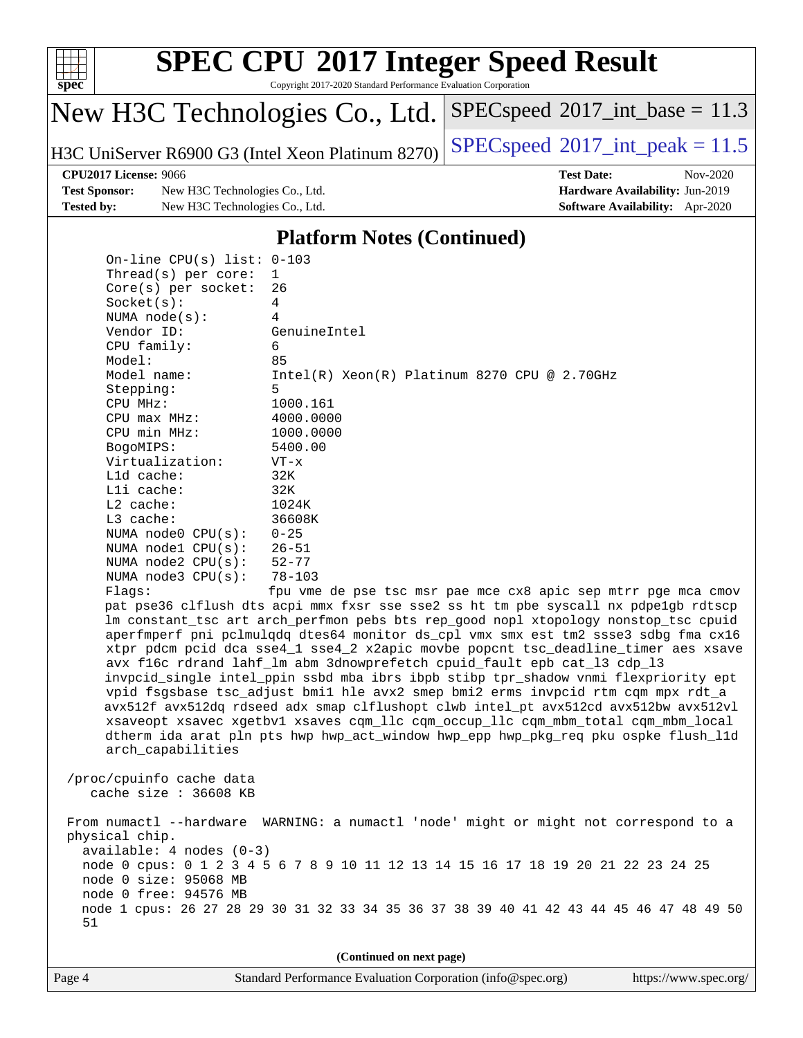## Platform Notes (Continued)

```
     On-line CPU(s) list: 0-103
     Thread(s) per core:  1
     Core(s) per socket:  26
     Socket(s):           4
     NUMA node(s):        4
     Vendor ID:           GenuineIntel
     CPU family:          6
     Model:               85
     Model name:          Intel(R) Xeon(R) Platinum 8270 CPU @ 2.70GHz
     Stepping:            5
     CPU MHz:             1000.161
     CPU max MHz:         4000.0000
     CPU min MHz:         1000.0000
     BogoMIPS:            5400.00
     Virtualization:      VT-x
     L1d cache:           32K
     L1i cache:           32K
     L2 cache:            1024K
     L3 cache:            36608K
     NUMA node0 CPU(s):   0-25
     NUMA node1 CPU(s):   26-51
     NUMA node2 CPU(s):   52-77
     NUMA node3 CPU(s):   78-103
     Flags:               fpu vme de pse tsc msr pae mce cx8 apic sep mtrr pge mca cmov
     pat pse36 clflush dts acpi mmx fxsr sse sse2 ss ht tm pbe syscall nx pdpe1gb rdtscp
     lm constant_tsc art arch_perfmon pebs bts rep_good nopl xtopology nonstop_tsc cpuid
     aperfmperf pni pclmulqdq dtes64 monitor ds_cpl vmx smx est tm2 ssse3 sdbg fma cx16
     xtpr pdcm pcid dca sse4_1 sse4_2 x2apic movbe popcnt tsc_deadline_timer aes xsave
     avx f16c rdrand lahf_lm abm 3dnowprefetch cpuid_fault epb cat_l3 cdp_l3
     invpcid_single intel_ppin ssbd mba ibrs ibpb stibp tpr_shadow vnmi flexpriority ept
     vpid fsgsbase tsc_adjust bmi1 hle avx2 smep bmi2 erms invpcid rtm cqm mpx rdt_a
     avx512f avx512dq rdseed adx smap clflushopt clwb intel_pt avx512cd avx512bw avx512vl
     xsaveopt xsavec xgetbv1 xsaves cqm_llc cqm_occup_llc cqm_mbm_total cqm_mbm_local
     dtherm ida arat pln pts hwp hwp_act_window hwp_epp hwp_pkg_req pku ospke flush_l1d
     arch_capabilities

 /proc/cpuinfo cache data
    cache size : 36608 KB

 From numactl --hardware  WARNING: a numactl 'node' might or might not correspond to a
 physical chip.
   available: 4 nodes (0-3)
   node 0 cpus: 0 1 2 3 4 5 6 7 8 9 10 11 12 13 14 15 16 17 18 19 20 21 22 23 24 25
   node 0 size: 95068 MB
   node 0 free: 94576 MB
   node 1 cpus: 26 27 28 29 30 31 32 33 34 35 36 37 38 39 40 41 42 43 44 45 46 47 48 49 50
   51
```

(Continued on next page)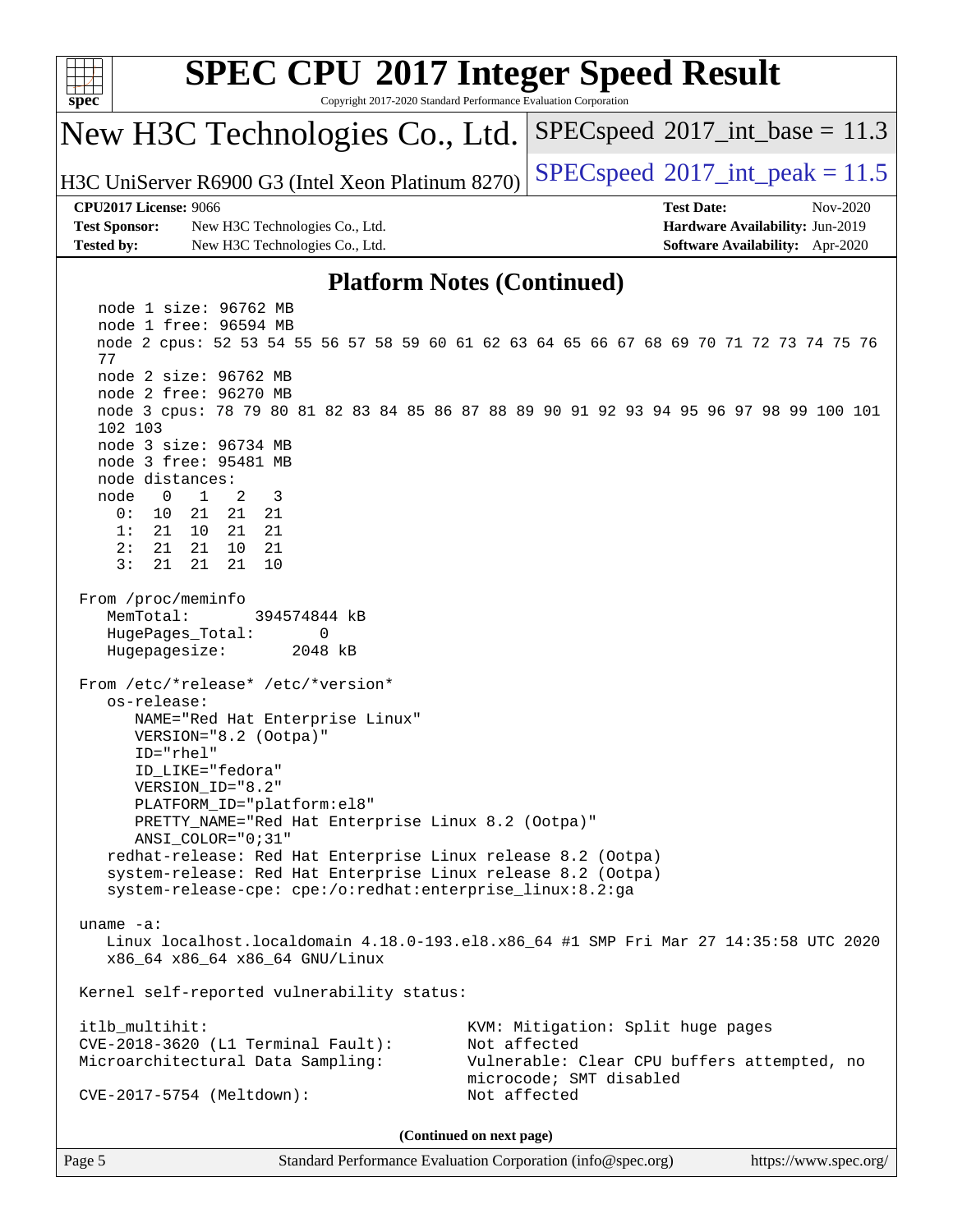### Platform Notes (Continued)

```
   node 1 size: 96762 MB
   node 1 free: 96594 MB
   node 2 cpus: 52 53 54 55 56 57 58 59 60 61 62 63 64 65 66 67 68 69 70 71 72 73 74 75 76
   77
   node 2 size: 96762 MB
   node 2 free: 96270 MB
   node 3 cpus: 78 79 80 81 82 83 84 85 86 87 88 89 90 91 92 93 94 95 96 97 98 99 100 101
   102 103
   node 3 size: 96734 MB
   node 3 free: 95481 MB
   node distances:
   node   0   1   2   3
     0:  10  21  21  21
     1:  21  10  21  21
     2:  21  21  10  21
     3:  21  21  21  10

 From /proc/meminfo
    MemTotal:       394574844 kB
    HugePages_Total:       0
    Hugepagesize:       2048 kB

 From /etc/*release* /etc/*version*
    os-release:
       NAME="Red Hat Enterprise Linux"
       VERSION="8.2 (Ootpa)"
       ID="rhel"
       ID_LIKE="fedora"
       VERSION_ID="8.2"
       PLATFORM_ID="platform:el8"
       PRETTY_NAME="Red Hat Enterprise Linux 8.2 (Ootpa)"
       ANSI_COLOR="0;31"
    redhat-release: Red Hat Enterprise Linux release 8.2 (Ootpa)
    system-release: Red Hat Enterprise Linux release 8.2 (Ootpa)
    system-release-cpe: cpe:/o:redhat:enterprise_linux:8.2:ga

 uname -a:
    Linux localhost.localdomain 4.18.0-193.el8.x86_64 #1 SMP Fri Mar 27 14:35:58 UTC 2020
    x86_64 x86_64 x86_64 GNU/Linux

 Kernel self-reported vulnerability status:

 itlb_multihit:                                   KVM: Mitigation: Split huge pages
 CVE-2018-3620 (L1 Terminal Fault):               Not affected
 Microarchitectural Data Sampling:                Vulnerable: Clear CPU buffers attempted, no
                                                  microcode; SMT disabled
 CVE-2017-5754 (Meltdown):                        Not affected
```

(Continued on next page)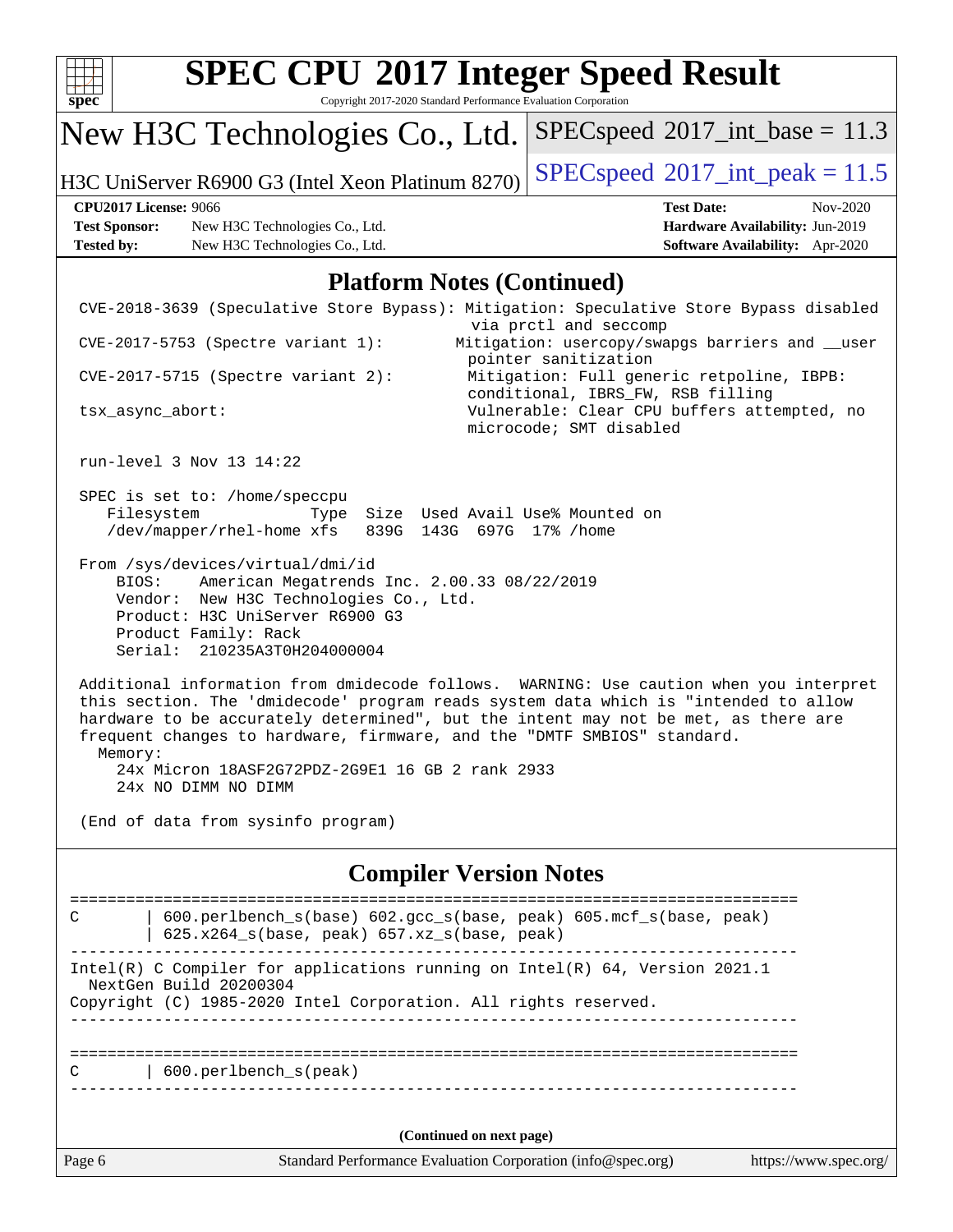# SPEC CPU 2017 Integer Speed Result

Copyright 2017-2020 Standard Performance Evaluation Corporation

## New H3C Technologies Co., Ltd.

H3C UniServer R6900 G3 (Intel Xeon Platinum 8270)

SPECspeed 2017_int_base = 11.3

SPECspeed 2017_int_peak = 11.5

**CPU2017 License:** 9066
**Test Sponsor:** New H3C Technologies Co., Ltd.
**Tested by:** New H3C Technologies Co., Ltd.

**Test Date:** Nov-2020
**Hardware Availability:** Jun-2019
**Software Availability:** Apr-2020

## Platform Notes (Continued)

```
CVE-2018-3639 (Speculative Store Bypass): Mitigation: Speculative Store Bypass disabled
                                           via prctl and seccomp
CVE-2017-5753 (Spectre variant 1):        Mitigation: usercopy/swapgs barriers and __user
                                           pointer sanitization
CVE-2017-5715 (Spectre variant 2):        Mitigation: Full generic retpoline, IBPB:
                                           conditional, IBRS_FW, RSB filling
tsx_async_abort:                          Vulnerable: Clear CPU buffers attempted, no
                                           microcode; SMT disabled

run-level 3 Nov 13 14:22

SPEC is set to: /home/speccpu
   Filesystem            Type  Size  Used Avail Use% Mounted on
   /dev/mapper/rhel-home xfs   839G  143G  697G  17% /home

From /sys/devices/virtual/dmi/id
    BIOS:    American Megatrends Inc. 2.00.33 08/22/2019
    Vendor:  New H3C Technologies Co., Ltd.
    Product: H3C UniServer R6900 G3
    Product Family: Rack
    Serial:  210235A3T0H204000004

Additional information from dmidecode follows.  WARNING: Use caution when you interpret
this section. The 'dmidecode' program reads system data which is "intended to allow
hardware to be accurately determined", but the intent may not be met, as there are
frequent changes to hardware, firmware, and the "DMTF SMBIOS" standard.
  Memory:
    24x Micron 18ASF2G72PDZ-2G9E1 16 GB 2 rank 2933
    24x NO DIMM NO DIMM

(End of data from sysinfo program)
```

## Compiler Version Notes

```
==============================================================================
C       | 600.perlbench_s(base) 602.gcc_s(base, peak) 605.mcf_s(base, peak)
        | 625.x264_s(base, peak) 657.xz_s(base, peak)
------------------------------------------------------------------------------
Intel(R) C Compiler for applications running on Intel(R) 64, Version 2021.1
  NextGen Build 20200304
Copyright (C) 1985-2020 Intel Corporation. All rights reserved.
------------------------------------------------------------------------------

==============================================================================
C       | 600.perlbench_s(peak)
------------------------------------------------------------------------------
```

(Continued on next page)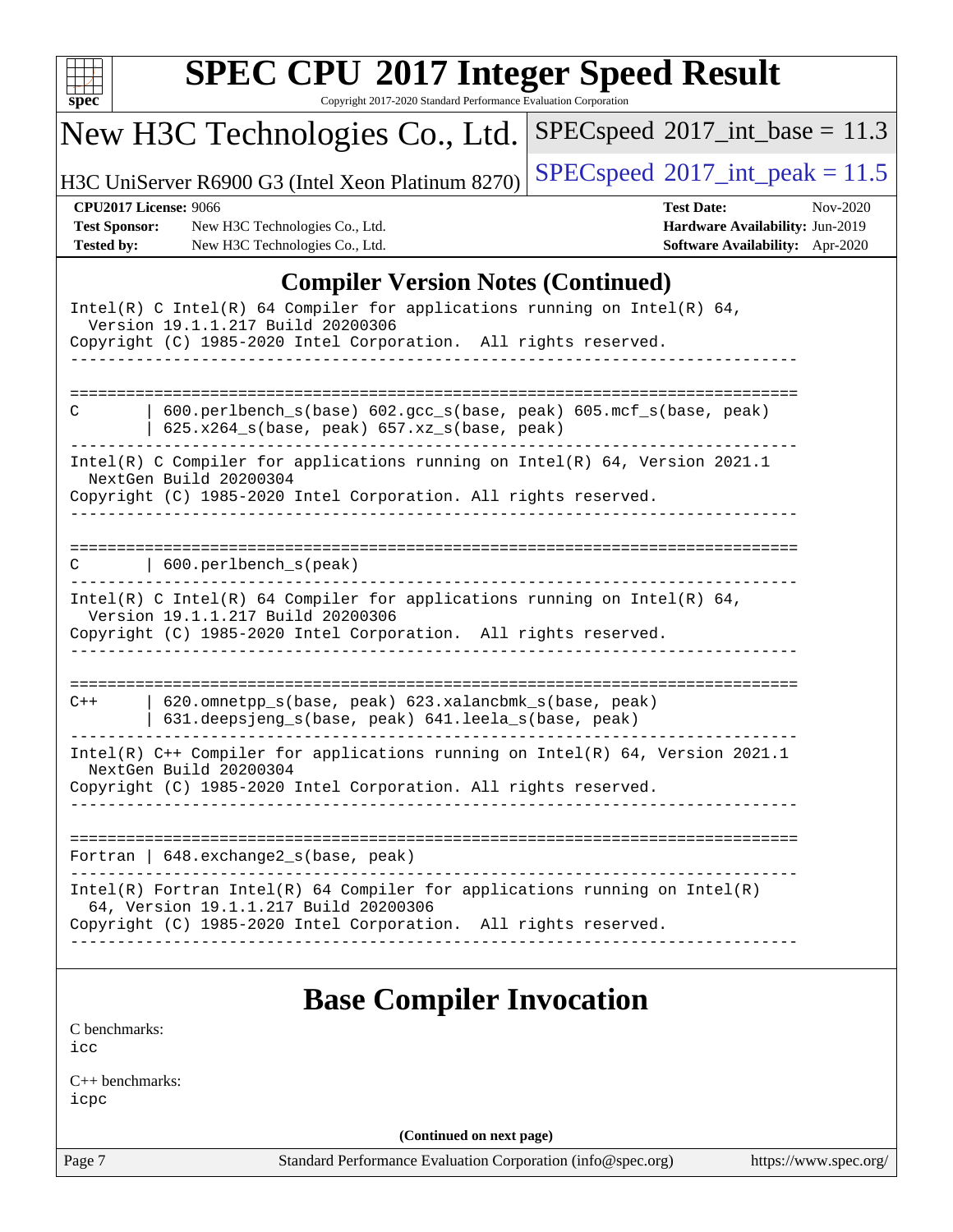# SPEC CPU 2017 Integer Speed Result

Copyright 2017-2020 Standard Performance Evaluation Corporation

## New H3C Technologies Co., Ltd.

H3C UniServer R6900 G3 (Intel Xeon Platinum 8270)

SPECspeed 2017_int_base = 11.3

SPECspeed 2017_int_peak = 11.5

**CPU2017 License:** 9066
**Test Sponsor:** New H3C Technologies Co., Ltd.
**Tested by:** New H3C Technologies Co., Ltd.

**Test Date:** Nov-2020
**Hardware Availability:** Jun-2019
**Software Availability:** Apr-2020

## Compiler Version Notes (Continued)

```
Intel(R) C Intel(R) 64 Compiler for applications running on Intel(R) 64,
  Version 19.1.1.217 Build 20200306
Copyright (C) 1985-2020 Intel Corporation.  All rights reserved.
------------------------------------------------------------------------------

==============================================================================
C       | 600.perlbench_s(base) 602.gcc_s(base, peak) 605.mcf_s(base, peak)
        | 625.x264_s(base, peak) 657.xz_s(base, peak)
------------------------------------------------------------------------------
Intel(R) C Compiler for applications running on Intel(R) 64, Version 2021.1
  NextGen Build 20200304
Copyright (C) 1985-2020 Intel Corporation. All rights reserved.
------------------------------------------------------------------------------

==============================================================================
C       | 600.perlbench_s(peak)
------------------------------------------------------------------------------
Intel(R) C Intel(R) 64 Compiler for applications running on Intel(R) 64,
  Version 19.1.1.217 Build 20200306
Copyright (C) 1985-2020 Intel Corporation.  All rights reserved.
------------------------------------------------------------------------------

==============================================================================
C++     | 620.omnetpp_s(base, peak) 623.xalancbmk_s(base, peak)
        | 631.deepsjeng_s(base, peak) 641.leela_s(base, peak)
------------------------------------------------------------------------------
Intel(R) C++ Compiler for applications running on Intel(R) 64, Version 2021.1
  NextGen Build 20200304
Copyright (C) 1985-2020 Intel Corporation. All rights reserved.
------------------------------------------------------------------------------

==============================================================================
Fortran | 648.exchange2_s(base, peak)
------------------------------------------------------------------------------
Intel(R) Fortran Intel(R) 64 Compiler for applications running on Intel(R)
  64, Version 19.1.1.217 Build 20200306
Copyright (C) 1985-2020 Intel Corporation.  All rights reserved.
------------------------------------------------------------------------------
```

## Base Compiler Invocation

C benchmarks:
icc

C++ benchmarks:
icpc

**(Continued on next page)**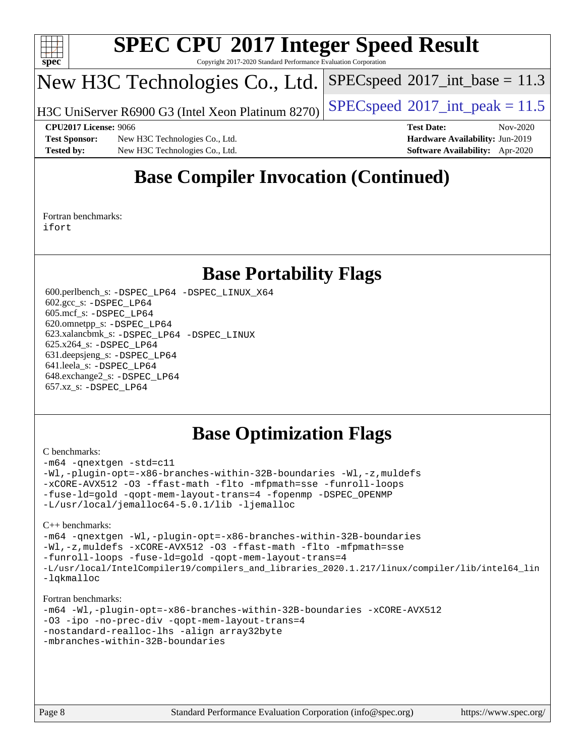## Base Compiler Invocation (Continued)

Fortran benchmarks:
ifort

## Base Portability Flags

600.perlbench_s: -DSPEC_LP64 -DSPEC_LINUX_X64
602.gcc_s: -DSPEC_LP64
605.mcf_s: -DSPEC_LP64
620.omnetpp_s: -DSPEC_LP64
623.xalancbmk_s: -DSPEC_LP64 -DSPEC_LINUX
625.x264_s: -DSPEC_LP64
631.deepsjeng_s: -DSPEC_LP64
641.leela_s: -DSPEC_LP64
648.exchange2_s: -DSPEC_LP64
657.xz_s: -DSPEC_LP64

## Base Optimization Flags

C benchmarks:

```
-m64 -qnextgen -std=c11
-Wl,-plugin-opt=-x86-branches-within-32B-boundaries -Wl,-z,muldefs
-xCORE-AVX512 -O3 -ffast-math -flto -mfpmath=sse -funroll-loops
-fuse-ld=gold -qopt-mem-layout-trans=4 -fopenmp -DSPEC_OPENMP
-L/usr/local/jemalloc64-5.0.1/lib -ljemalloc
```

C++ benchmarks:

```
-m64 -qnextgen -Wl,-plugin-opt=-x86-branches-within-32B-boundaries
-Wl,-z,muldefs -xCORE-AVX512 -O3 -ffast-math -flto -mfpmath=sse
-funroll-loops -fuse-ld=gold -qopt-mem-layout-trans=4
-L/usr/local/IntelCompiler19/compilers_and_libraries_2020.1.217/linux/compiler/lib/intel64_lin
-lqkmalloc
```

Fortran benchmarks:

```
-m64 -Wl,-plugin-opt=-x86-branches-within-32B-boundaries -xCORE-AVX512
-O3 -ipo -no-prec-div -qopt-mem-layout-trans=4
-nostandard-realloc-lhs -align array32byte
-mbranches-within-32B-boundaries
```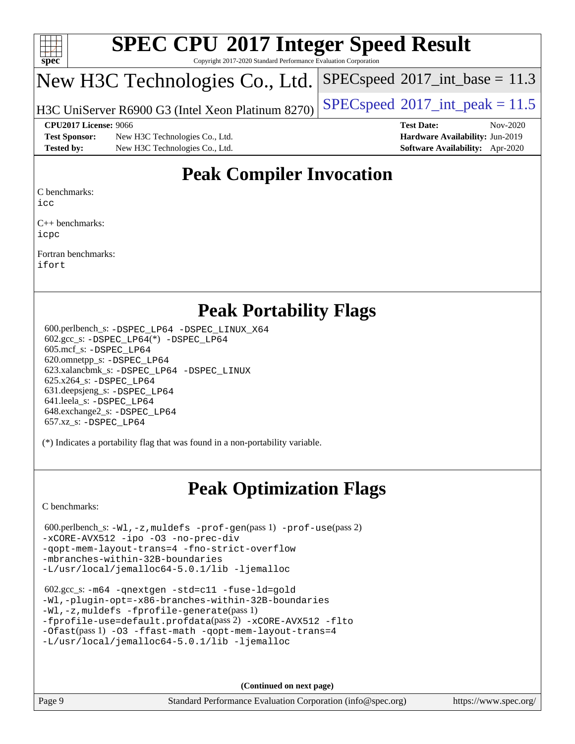# SPEC CPU 2017 Integer Speed Result

Copyright 2017-2020 Standard Performance Evaluation Corporation

## New H3C Technologies Co., Ltd.

H3C UniServer R6900 G3 (Intel Xeon Platinum 8270)

SPECspeed 2017_int_base = 11.3

SPECspeed 2017_int_peak = 11.5

**CPU2017 License:** 9066
**Test Sponsor:** New H3C Technologies Co., Ltd.
**Tested by:** New H3C Technologies Co., Ltd.

**Test Date:** Nov-2020
**Hardware Availability:** Jun-2019
**Software Availability:** Apr-2020

## Peak Compiler Invocation

C benchmarks:
icc

C++ benchmarks:
icpc

Fortran benchmarks:
ifort

## Peak Portability Flags

600.perlbench_s: -DSPEC_LP64 -DSPEC_LINUX_X64
602.gcc_s: -DSPEC_LP64(*) -DSPEC_LP64
605.mcf_s: -DSPEC_LP64
620.omnetpp_s: -DSPEC_LP64
623.xalancbmk_s: -DSPEC_LP64 -DSPEC_LINUX
625.x264_s: -DSPEC_LP64
631.deepsjeng_s: -DSPEC_LP64
641.leela_s: -DSPEC_LP64
648.exchange2_s: -DSPEC_LP64
657.xz_s: -DSPEC_LP64

(*) Indicates a portability flag that was found in a non-portability variable.

## Peak Optimization Flags

C benchmarks:

600.perlbench_s: -Wl,-z,muldefs -prof-gen(pass 1) -prof-use(pass 2) -xCORE-AVX512 -ipo -O3 -no-prec-div -qopt-mem-layout-trans=4 -fno-strict-overflow -mbranches-within-32B-boundaries -L/usr/local/jemalloc64-5.0.1/lib -ljemalloc

602.gcc_s: -m64 -qnextgen -std=c11 -fuse-ld=gold -Wl,-plugin-opt=-x86-branches-within-32B-boundaries -Wl,-z,muldefs -fprofile-generate(pass 1) -fprofile-use=default.profdata(pass 2) -xCORE-AVX512 -flto -Ofast(pass 1) -O3 -ffast-math -qopt-mem-layout-trans=4 -L/usr/local/jemalloc64-5.0.1/lib -ljemalloc

(Continued on next page)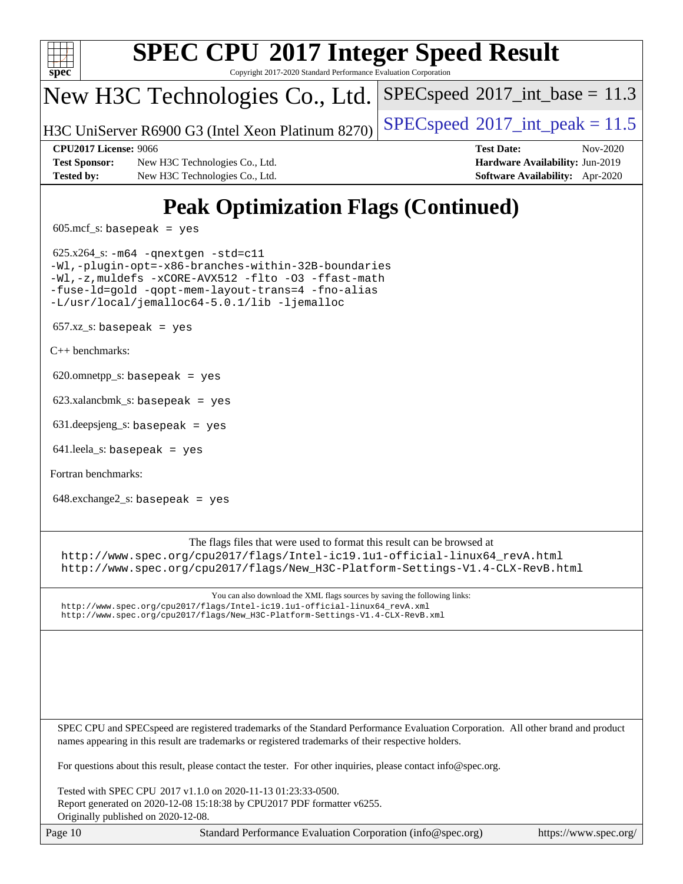# Peak Optimization Flags (Continued)

605.mcf_s: `basepeak = yes`

625.x264_s: `-m64 -qnextgen -std=c11 -Wl,-plugin-opt=-x86-branches-within-32B-boundaries -Wl,-z,muldefs -xCORE-AVX512 -flto -O3 -ffast-math -fuse-ld=gold -qopt-mem-layout-trans=4 -fno-alias -L/usr/local/jemalloc64-5.0.1/lib -ljemalloc`

657.xz_s: `basepeak = yes`

C++ benchmarks:

620.omnetpp_s: `basepeak = yes`

623.xalancbmk_s: `basepeak = yes`

631.deepsjeng_s: `basepeak = yes`

641.leela_s: `basepeak = yes`

Fortran benchmarks:

648.exchange2_s: `basepeak = yes`

The flags files that were used to format this result can be browsed at
http://www.spec.org/cpu2017/flags/Intel-ic19.1u1-official-linux64_revA.html
http://www.spec.org/cpu2017/flags/New_H3C-Platform-Settings-V1.4-CLX-RevB.html

You can also download the XML flags sources by saving the following links:
http://www.spec.org/cpu2017/flags/Intel-ic19.1u1-official-linux64_revA.xml
http://www.spec.org/cpu2017/flags/New_H3C-Platform-Settings-V1.4-CLX-RevB.xml

SPEC CPU and SPECspeed are registered trademarks of the Standard Performance Evaluation Corporation. All other brand and product names appearing in this result are trademarks or registered trademarks of their respective holders.

For questions about this result, please contact the tester. For other inquiries, please contact info@spec.org.

Tested with SPEC CPU 2017 v1.1.0 on 2020-11-13 01:23:33-0500.
Report generated on 2020-12-08 15:18:38 by CPU2017 PDF formatter v6255.
Originally published on 2020-12-08.